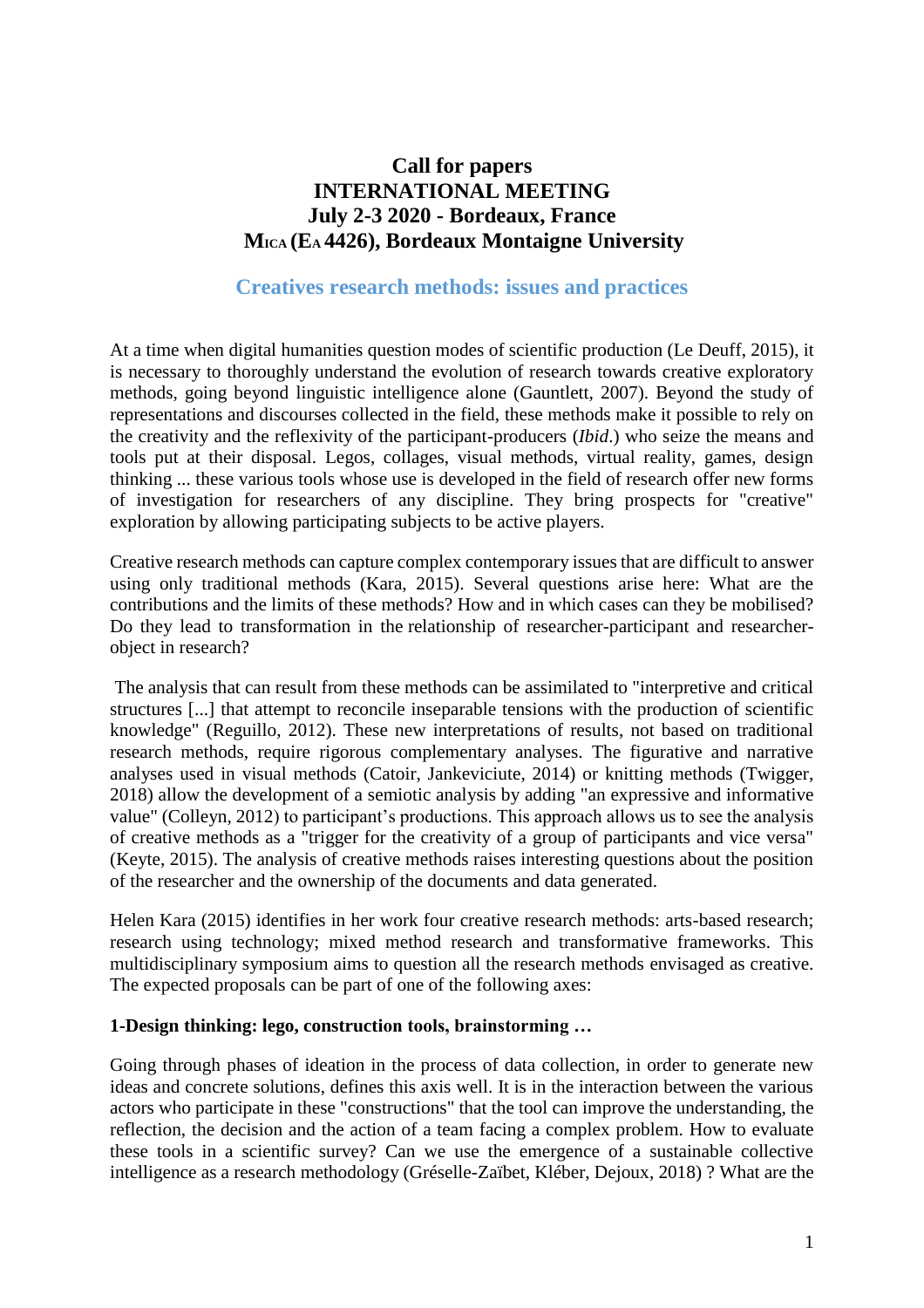# Call for papers
# INTERNATIONAL MEETING
# July 2-3 2020 - Bordeaux, France
# MICA (EA 4426), Bordeaux Montaigne University

## Creatives research methods: issues and practices

At a time when digital humanities question modes of scientific production (Le Deuff, 2015), it is necessary to thoroughly understand the evolution of research towards creative exploratory methods, going beyond linguistic intelligence alone (Gauntlett, 2007). Beyond the study of representations and discourses collected in the field, these methods make it possible to rely on the creativity and the reflexivity of the participant-producers (*Ibid*.) who seize the means and tools put at their disposal. Legos, collages, visual methods, virtual reality, games, design thinking ... these various tools whose use is developed in the field of research offer new forms of investigation for researchers of any discipline. They bring prospects for "creative" exploration by allowing participating subjects to be active players.

Creative research methods can capture complex contemporary issues that are difficult to answer using only traditional methods (Kara, 2015). Several questions arise here: What are the contributions and the limits of these methods? How and in which cases can they be mobilised? Do they lead to transformation in the relationship of researcher-participant and researcher-object in research?

The analysis that can result from these methods can be assimilated to "interpretive and critical structures [...] that attempt to reconcile inseparable tensions with the production of scientific knowledge" (Reguillo, 2012). These new interpretations of results, not based on traditional research methods, require rigorous complementary analyses. The figurative and narrative analyses used in visual methods (Catoir, Jankeviciute, 2014) or knitting methods (Twigger, 2018) allow the development of a semiotic analysis by adding "an expressive and informative value" (Colleyn, 2012) to participant's productions. This approach allows us to see the analysis of creative methods as a "trigger for the creativity of a group of participants and vice versa" (Keyte, 2015). The analysis of creative methods raises interesting questions about the position of the researcher and the ownership of the documents and data generated.

Helen Kara (2015) identifies in her work four creative research methods: arts-based research; research using technology; mixed method research and transformative frameworks. This multidisciplinary symposium aims to question all the research methods envisaged as creative. The expected proposals can be part of one of the following axes:

**1-Design thinking: lego, construction tools, brainstorming …**

Going through phases of ideation in the process of data collection, in order to generate new ideas and concrete solutions, defines this axis well. It is in the interaction between the various actors who participate in these "constructions" that the tool can improve the understanding, the reflection, the decision and the action of a team facing a complex problem. How to evaluate these tools in a scientific survey? Can we use the emergence of a sustainable collective intelligence as a research methodology (Gréselle-Zaïbet, Kléber, Dejoux, 2018) ? What are the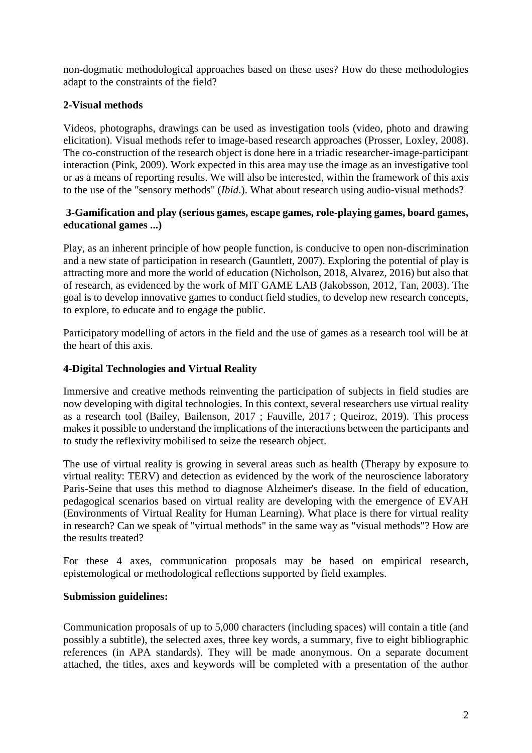non-dogmatic methodological approaches based on these uses? How do these methodologies adapt to the constraints of the field?

**2-Visual methods**

Videos, photographs, drawings can be used as investigation tools (video, photo and drawing elicitation). Visual methods refer to image-based research approaches (Prosser, Loxley, 2008). The co-construction of the research object is done here in a triadic researcher-image-participant interaction (Pink, 2009). Work expected in this area may use the image as an investigative tool or as a means of reporting results. We will also be interested, within the framework of this axis to the use of the "sensory methods" (*Ibid*.). What about research using audio-visual methods?

**3-Gamification and play (serious games, escape games, role-playing games, board games, educational games ...)**

Play, as an inherent principle of how people function, is conducive to open non-discrimination and a new state of participation in research (Gauntlett, 2007). Exploring the potential of play is attracting more and more the world of education (Nicholson, 2018, Alvarez, 2016) but also that of research, as evidenced by the work of MIT GAME LAB (Jakobsson, 2012, Tan, 2003). The goal is to develop innovative games to conduct field studies, to develop new research concepts, to explore, to educate and to engage the public.

Participatory modelling of actors in the field and the use of games as a research tool will be at the heart of this axis.

**4-Digital Technologies and Virtual Reality**

Immersive and creative methods reinventing the participation of subjects in field studies are now developing with digital technologies. In this context, several researchers use virtual reality as a research tool (Bailey, Bailenson, 2017 ; Fauville, 2017 ; Queiroz, 2019). This process makes it possible to understand the implications of the interactions between the participants and to study the reflexivity mobilised to seize the research object.

The use of virtual reality is growing in several areas such as health (Therapy by exposure to virtual reality: TERV) and detection as evidenced by the work of the neuroscience laboratory Paris-Seine that uses this method to diagnose Alzheimer's disease. In the field of education, pedagogical scenarios based on virtual reality are developing with the emergence of EVAH (Environments of Virtual Reality for Human Learning). What place is there for virtual reality in research? Can we speak of "virtual methods" in the same way as "visual methods"? How are the results treated?

For these 4 axes, communication proposals may be based on empirical research, epistemological or methodological reflections supported by field examples.

**Submission guidelines:**

Communication proposals of up to 5,000 characters (including spaces) will contain a title (and possibly a subtitle), the selected axes, three key words, a summary, five to eight bibliographic references (in APA standards). They will be made anonymous. On a separate document attached, the titles, axes and keywords will be completed with a presentation of the author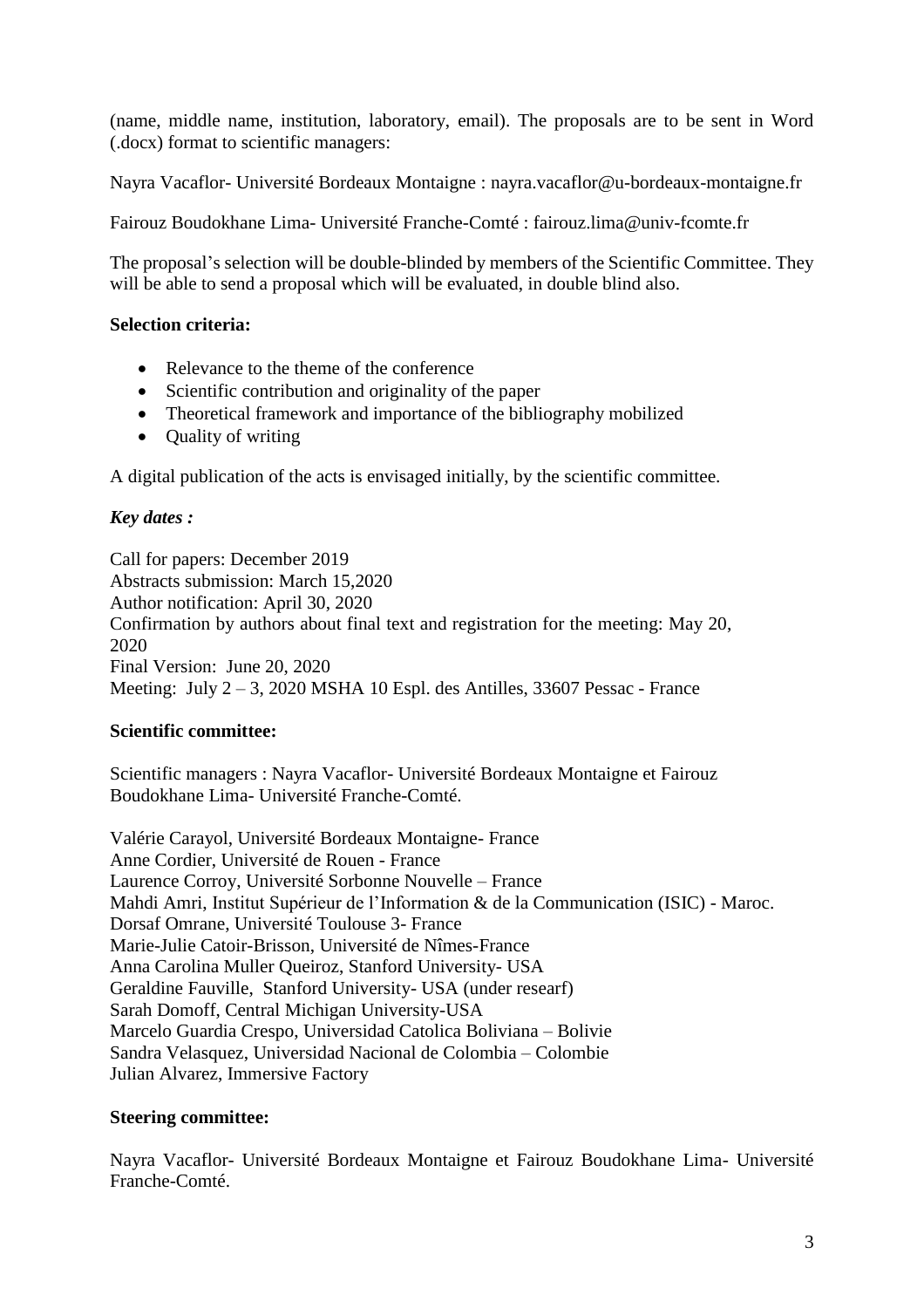(name, middle name, institution, laboratory, email). The proposals are to be sent in Word (.docx) format to scientific managers:

Nayra Vacaflor- Université Bordeaux Montaigne : nayra.vacaflor@u-bordeaux-montaigne.fr

Fairouz Boudokhane Lima- Université Franche-Comté : fairouz.lima@univ-fcomte.fr

The proposal's selection will be double-blinded by members of the Scientific Committee. They will be able to send a proposal which will be evaluated, in double blind also.

**Selection criteria:**

- Relevance to the theme of the conference
- Scientific contribution and originality of the paper
- Theoretical framework and importance of the bibliography mobilized
- Quality of writing

A digital publication of the acts is envisaged initially, by the scientific committee.

***Key dates :***

Call for papers: December 2019
Abstracts submission: March 15,2020
Author notification: April 30, 2020
Confirmation by authors about final text and registration for the meeting: May 20, 2020
Final Version: June 20, 2020
Meeting: July 2 – 3, 2020 MSHA 10 Espl. des Antilles, 33607 Pessac - France

**Scientific committee:**

Scientific managers : Nayra Vacaflor- Université Bordeaux Montaigne et Fairouz Boudokhane Lima- Université Franche-Comté.

Valérie Carayol, Université Bordeaux Montaigne- France
Anne Cordier, Université de Rouen - France
Laurence Corroy, Université Sorbonne Nouvelle – France
Mahdi Amri, Institut Supérieur de l'Information & de la Communication (ISIC) - Maroc.
Dorsaf Omrane, Université Toulouse 3- France
Marie-Julie Catoir-Brisson, Université de Nîmes-France
Anna Carolina Muller Queiroz, Stanford University- USA
Geraldine Fauville, Stanford University- USA (under researf)
Sarah Domoff, Central Michigan University-USA
Marcelo Guardia Crespo, Universidad Catolica Boliviana – Bolivie
Sandra Velasquez, Universidad Nacional de Colombia – Colombie
Julian Alvarez, Immersive Factory

**Steering committee:**

Nayra Vacaflor- Université Bordeaux Montaigne et Fairouz Boudokhane Lima- Université Franche-Comté.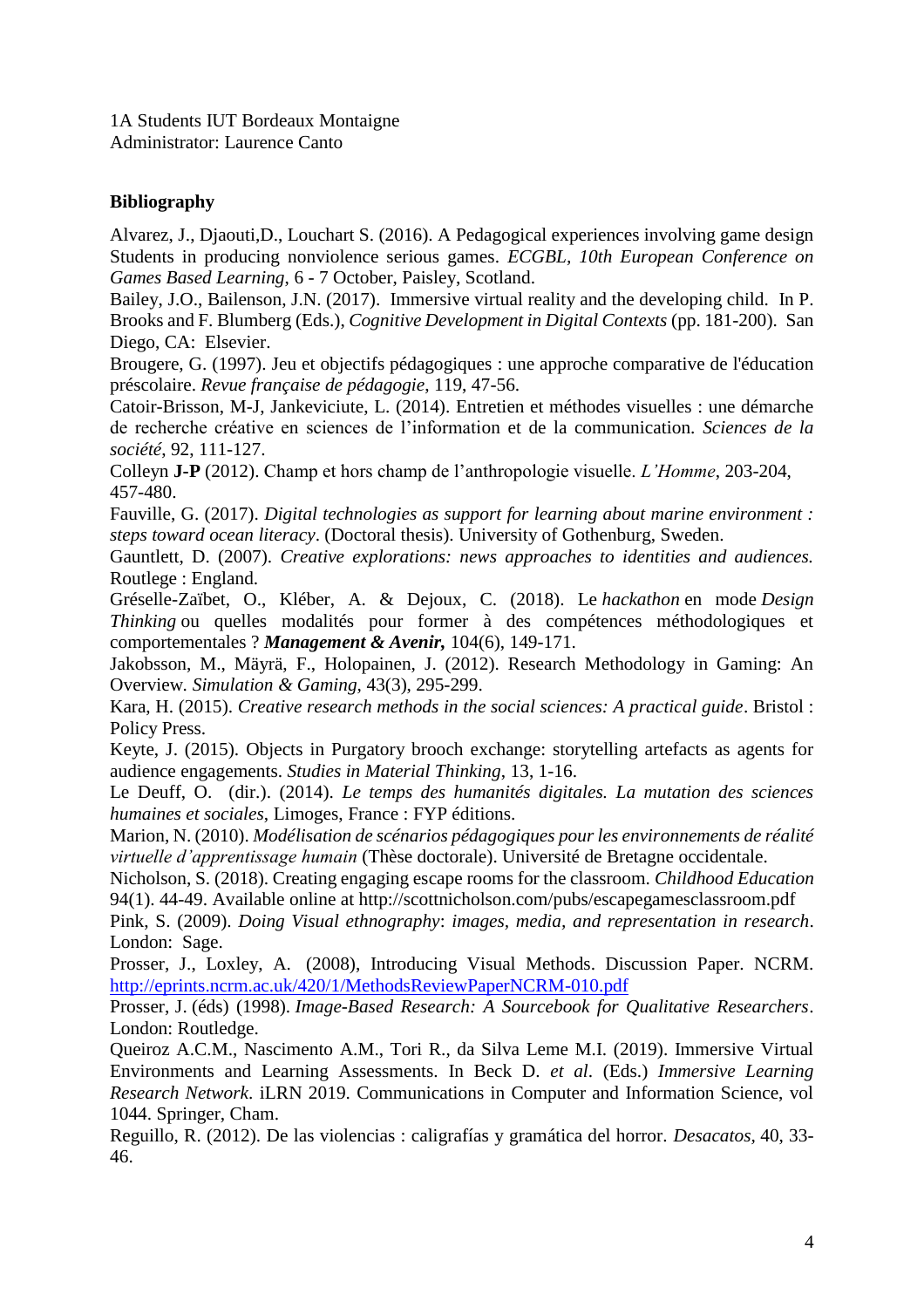1A Students IUT Bordeaux Montaigne
Administrator: Laurence Canto

**Bibliography**

Alvarez, J., Djaouti,D., Louchart S. (2016). A Pedagogical experiences involving game design Students in producing nonviolence serious games. *ECGBL, 10th European Conference on Games Based Learning*, 6 - 7 October, Paisley, Scotland.

Bailey, J.O., Bailenson, J.N. (2017). Immersive virtual reality and the developing child. In P. Brooks and F. Blumberg (Eds.), *Cognitive Development in Digital Contexts* (pp. 181-200). San Diego, CA: Elsevier.

Brougere, G. (1997). Jeu et objectifs pédagogiques : une approche comparative de l'éducation préscolaire. *Revue française de pédagogie*, 119, 47-56.

Catoir-Brisson, M-J, Jankeviciute, L. (2014). Entretien et méthodes visuelles : une démarche de recherche créative en sciences de l'information et de la communication. *Sciences de la société*, 92, 111-127.

Colleyn **J-P** (2012). Champ et hors champ de l'anthropologie visuelle. *L'Homme*, 203-204, 457-480.

Fauville, G. (2017). *Digital technologies as support for learning about marine environment : steps toward ocean literacy*. (Doctoral thesis). University of Gothenburg, Sweden.

Gauntlett, D. (2007). *Creative explorations: news approaches to identities and audiences.* Routlege : England.

Gréselle-Zaïbet, O., Kléber, A. & Dejoux, C. (2018). Le *hackathon* en mode *Design Thinking* ou quelles modalités pour former à des compétences méthodologiques et comportementales ? ***Management & Avenir,*** 104(6), 149-171.

Jakobsson, M., Mäyrä, F., Holopainen, J. (2012). Research Methodology in Gaming: An Overview. *Simulation & Gaming*, 43(3), 295-299.

Kara, H. (2015). *Creative research methods in the social sciences: A practical guide*. Bristol : Policy Press.

Keyte, J. (2015). Objects in Purgatory brooch exchange: storytelling artefacts as agents for audience engagements. *Studies in Material Thinking*, 13, 1-16.

Le Deuff, O. (dir.). (2014). *Le temps des humanités digitales. La mutation des sciences humaines et sociales*, Limoges, France : FYP éditions.

Marion, N. (2010). *Modélisation de scénarios pédagogiques pour les environnements de réalité virtuelle d'apprentissage humain* (Thèse doctorale). Université de Bretagne occidentale.

Nicholson, S. (2018). Creating engaging escape rooms for the classroom. *Childhood Education* 94(1). 44-49. Available online at http://scottnicholson.com/pubs/escapegamesclassroom.pdf

Pink, S. (2009). *Doing Visual ethnography*: *images, media, and representation in research*. London: Sage.

Prosser, J., Loxley, A. (2008), Introducing Visual Methods. Discussion Paper. NCRM. http://eprints.ncrm.ac.uk/420/1/MethodsReviewPaperNCRM-010.pdf

Prosser, J. (éds) (1998). *Image-Based Research: A Sourcebook for Qualitative Researchers*. London: Routledge.

Queiroz A.C.M., Nascimento A.M., Tori R., da Silva Leme M.I. (2019). Immersive Virtual Environments and Learning Assessments. In Beck D. *et al.* (Eds.) *Immersive Learning Research Network*. iLRN 2019. Communications in Computer and Information Science, vol 1044. Springer, Cham.

Reguillo, R. (2012). De las violencias : caligrafías y gramática del horror. *Desacatos*, 40, 33-46.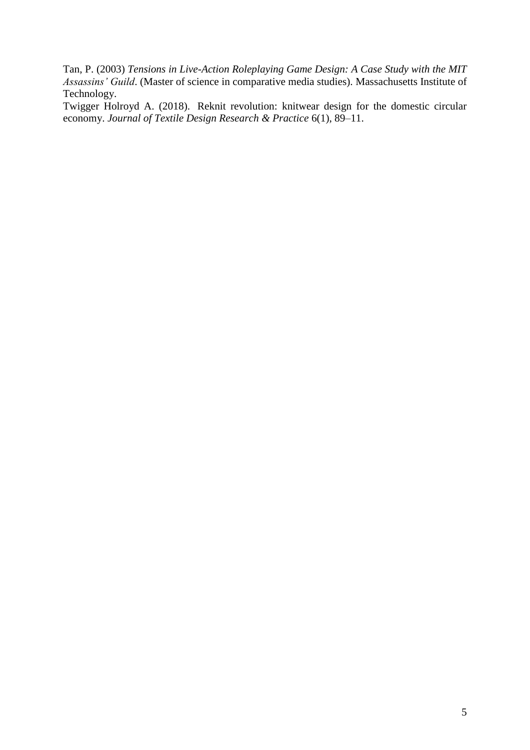Tan, P. (2003) *Tensions in Live-Action Roleplaying Game Design: A Case Study with the MIT Assassins' Guild*. (Master of science in comparative media studies). Massachusetts Institute of Technology.

Twigger Holroyd A. (2018). Reknit revolution: knitwear design for the domestic circular economy. *Journal of Textile Design Research & Practice* 6(1), 89–11.